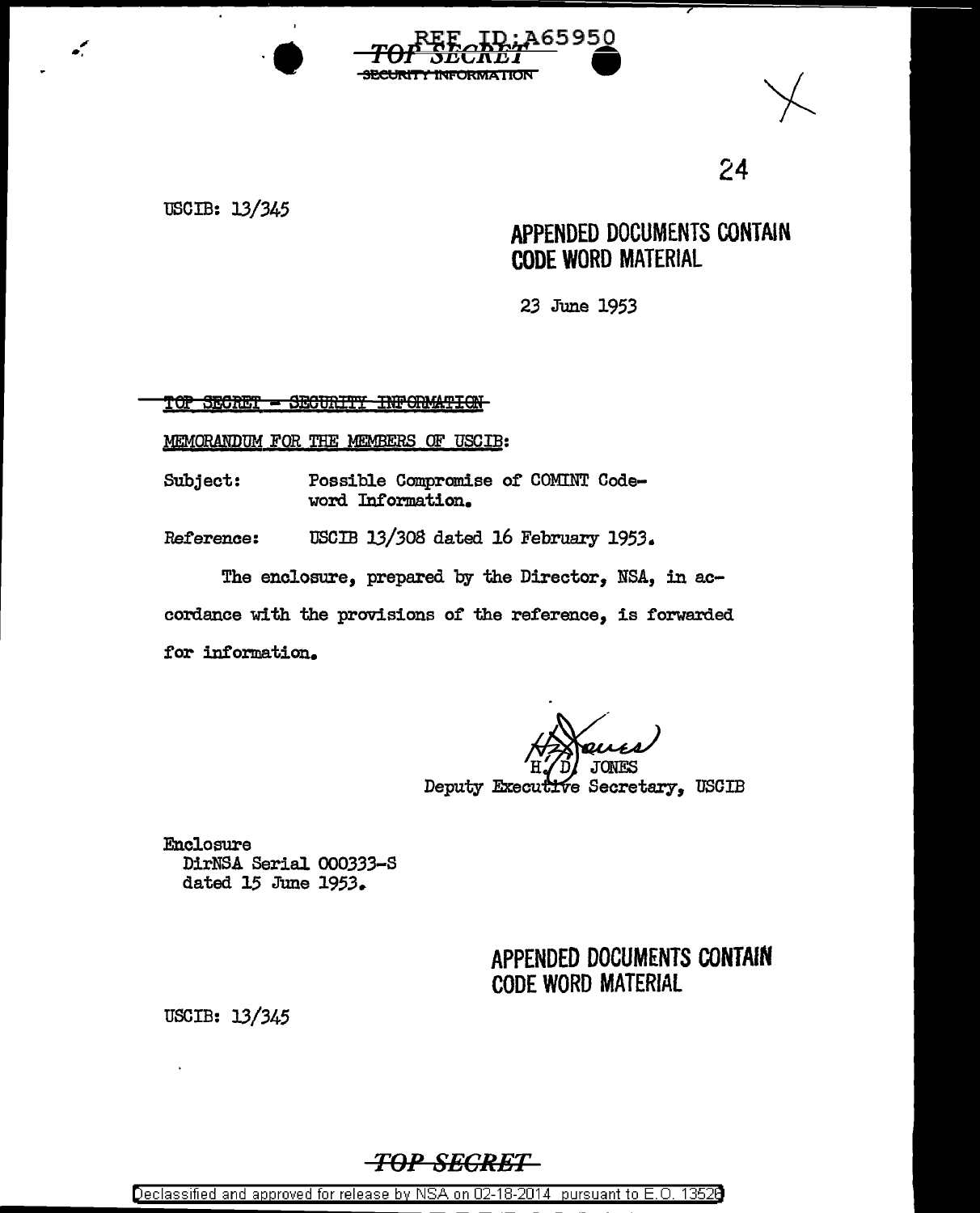REF ID:A65950

~~TOP SECRET~~
~~SECURITY INFORMATION~~

USCIB: 13/345

**APPENDED DOCUMENTS CONTAIN CODE WORD MATERIAL**

23 June 1953

~~TOP SECRET - SECURITY INFORMATION~~

MEMORANDUM FOR THE MEMBERS OF USCIB:

Subject: Possible Compromise of COMINT Code-word Information.

Reference: USCIB 13/308 dated 16 February 1953.

The enclosure, prepared by the Director, NSA, in accordance with the provisions of the reference, is forwarded for information.

H. D. JONES
Deputy Executive Secretary, USCIB

Enclosure
DirNSA Serial 000333-S
dated 15 June 1953.

**APPENDED DOCUMENTS CONTAIN CODE WORD MATERIAL**

USCIB: 13/345

~~TOP SECRET~~

Declassified and approved for release by NSA on 02-18-2014 pursuant to E.O. 13526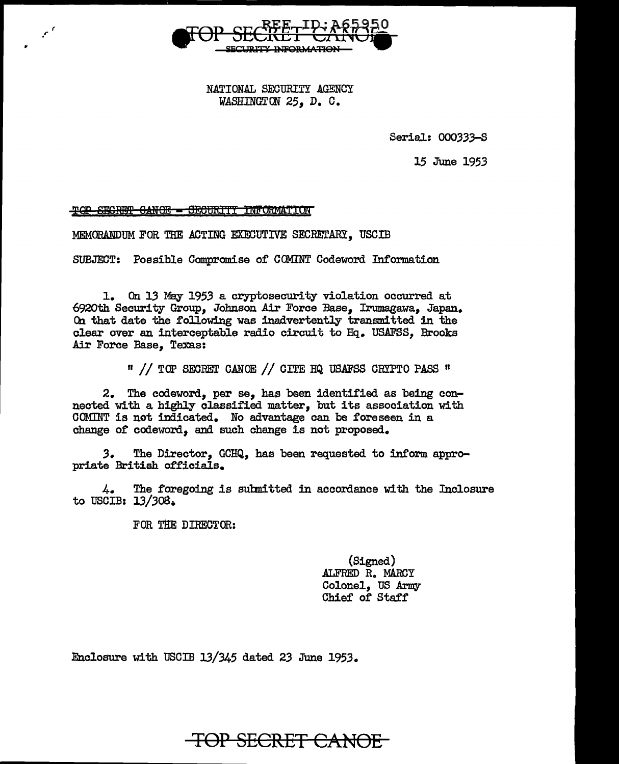REF ID:A65950

TOP SECRET CANOE
SECURITY INFORMATION

NATIONAL SECURITY AGENCY
WASHINGTON 25, D. C.

Serial: 000333-S

15 June 1953

~~TOP SECRET CANOE - SECURITY INFORMATION~~

MEMORANDUM FOR THE ACTING EXECUTIVE SECRETARY, USCIB

SUBJECT: Possible Compromise of COMINT Codeword Information

1. On 13 May 1953 a cryptosecurity violation occurred at 6920th Security Group, Johnson Air Force Base, Irumagawa, Japan. On that date the following was inadvertently transmitted in the clear over an interceptable radio circuit to Hq. USAFSS, Brooks Air Force Base, Texas:

" // TOP SECRET CANOE // CITE HQ USAFSS CRYPTO PASS "

2. The codeword, per se, has been identified as being connected with a highly classified matter, but its association with COMINT is not indicated. No advantage can be foreseen in a change of codeword, and such change is not proposed.

3. The Director, GCHQ, has been requested to inform appropriate British officials.

4. The foregoing is submitted in accordance with the Inclosure to USCIB: 13/308.

FOR THE DIRECTOR:

(Signed)
ALFRED R. MARCY
Colonel, US Army
Chief of Staff

Enclosure with USCIB 13/345 dated 23 June 1953.

~~TOP SECRET CANOE~~